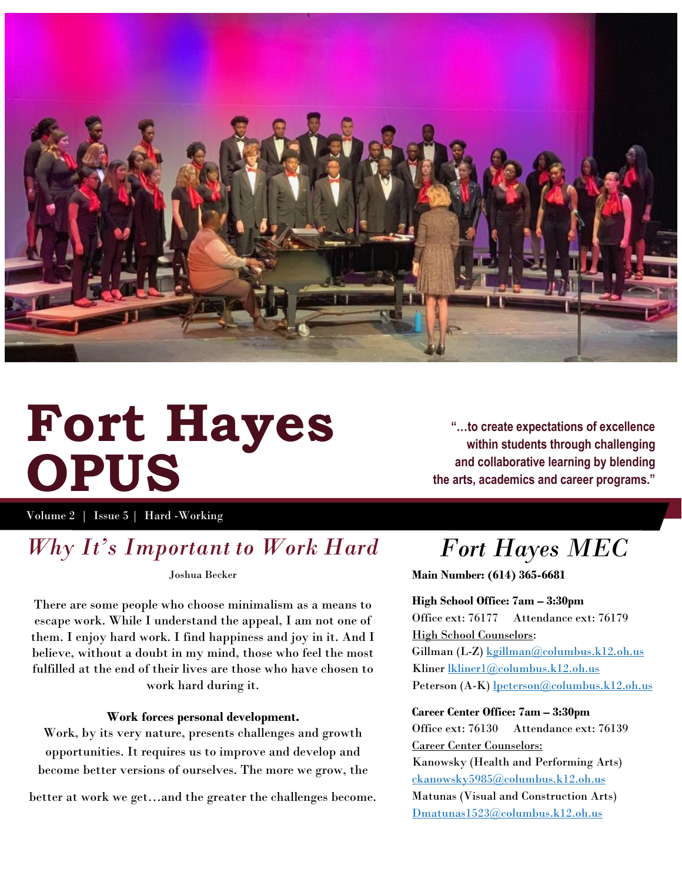# Fort Hayes OPUS

**"…to create expectations of excellence within students through challenging and collaborative learning by blending the arts, academics and career programs."**

Volume 2 | Issue 5 | Hard -Working

## *Why It's Important to Work Hard*

Joshua Becker

There are some people who choose minimalism as a means to escape work. While I understand the appeal, I am not one of them. I enjoy hard work. I find happiness and joy in it. And I believe, without a doubt in my mind, those who feel the most fulfilled at the end of their lives are those who have chosen to work hard during it.

**Work forces personal development.**

Work, by its very nature, presents challenges and growth opportunities. It requires us to improve and develop and become better versions of ourselves. The more we grow, the better at work we get…and the greater the challenges become.

## *Fort Hayes MEC*

**Main Number: (614) 365-6681**

**High School Office: 7am – 3:30pm**

Office ext: 76177 Attendance ext: 76179

High School Counselors:

Gillman (L-Z) kgillman@columbus.k12.oh.us

Kliner lkliner1@columbus.k12.oh.us

Peterson (A-K) lpeterson@columbus.k12.oh.us

**Career Center Office: 7am – 3:30pm**

Office ext: 76130 Attendance ext: 76139

Career Center Counselors:

Kanowsky (Health and Performing Arts)
ckanowsky5985@columbus.k12.oh.us

Matunas (Visual and Construction Arts)
Dmatunas1523@columbus.k12.oh.us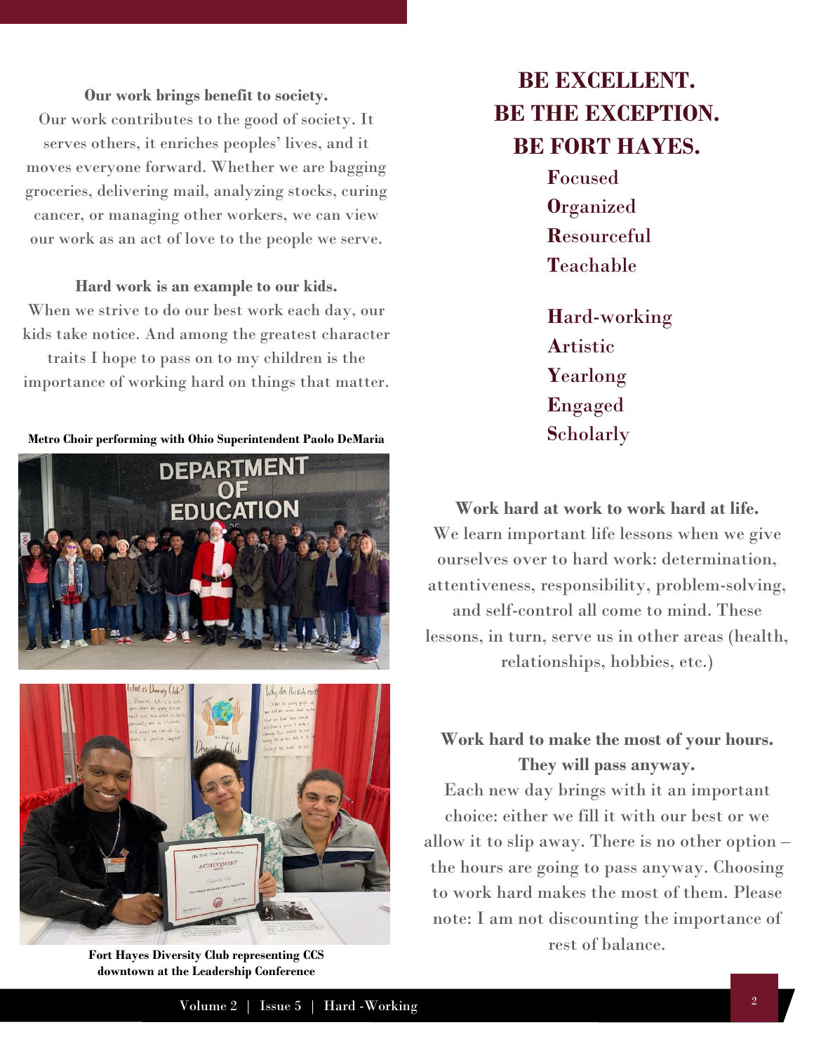**Our work brings benefit to society.**
Our work contributes to the good of society. It serves others, it enriches peoples' lives, and it moves everyone forward. Whether we are bagging groceries, delivering mail, analyzing stocks, curing cancer, or managing other workers, we can view our work as an act of love to the people we serve.

**Hard work is an example to our kids.**
When we strive to do our best work each day, our kids take notice. And among the greatest character traits I hope to pass on to my children is the importance of working hard on things that matter.

**Metro Choir performing with Ohio Superintendent Paolo DeMaria**

**Fort Hayes Diversity Club representing CCS downtown at the Leadership Conference**

## BE EXCELLENT.
## BE THE EXCEPTION.
## BE FORT HAYES.

**F**ocused
**O**rganized
**R**esourceful
**T**eachable

**H**ard-working
**A**rtistic
**Y**earlong
**E**ngaged
**S**cholarly

**Work hard at work to work hard at life.**
We learn important life lessons when we give ourselves over to hard work: determination, attentiveness, responsibility, problem-solving, and self-control all come to mind. These lessons, in turn, serve us in other areas (health, relationships, hobbies, etc.)

**Work hard to make the most of your hours. They will pass anyway.**
Each new day brings with it an important choice: either we fill it with our best or we allow it to slip away. There is no other option – the hours are going to pass anyway. Choosing to work hard makes the most of them. Please note: I am not discounting the importance of rest of balance.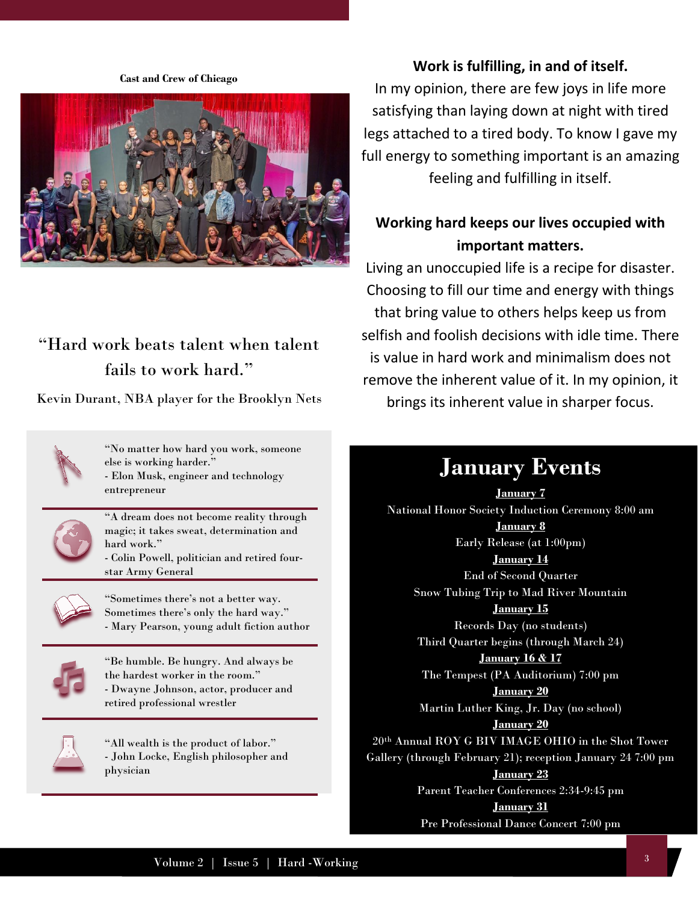Cast and Crew of Chicago

“Hard work beats talent when talent fails to work hard.”

Kevin Durant, NBA player for the Brooklyn Nets

“No matter how hard you work, someone else is working harder.”
- Elon Musk, engineer and technology entrepreneur

“A dream does not become reality through magic; it takes sweat, determination and hard work.”
- Colin Powell, politician and retired four-star Army General

“Sometimes there’s not a better way. Sometimes there’s only the hard way.”
- Mary Pearson, young adult fiction author

“Be humble. Be hungry. And always be the hardest worker in the room.”
- Dwayne Johnson, actor, producer and retired professional wrestler

“All wealth is the product of labor.”
- John Locke, English philosopher and physician

**Work is fulfilling, in and of itself.**

In my opinion, there are few joys in life more satisfying than laying down at night with tired legs attached to a tired body. To know I gave my full energy to something important is an amazing feeling and fulfilling in itself.

**Working hard keeps our lives occupied with important matters.**

Living an unoccupied life is a recipe for disaster. Choosing to fill our time and energy with things that bring value to others helps keep us from selfish and foolish decisions with idle time. There is value in hard work and minimalism does not remove the inherent value of it. In my opinion, it brings its inherent value in sharper focus.

# January Events

**January 7**
National Honor Society Induction Ceremony 8:00 am

**January 8**
Early Release (at 1:00pm)

**January 14**
End of Second Quarter
Snow Tubing Trip to Mad River Mountain

**January 15**
Records Day (no students)
Third Quarter begins (through March 24)

**January 16 & 17**
The Tempest (PA Auditorium) 7:00 pm

**January 20**
Martin Luther King, Jr. Day (no school)

**January 20**
20th Annual ROY G BIV IMAGE OHIO in the Shot Tower Gallery (through February 21); reception January 24 7:00 pm

**January 23**
Parent Teacher Conferences 2:34-9:45 pm

**January 31**
Pre Professional Dance Concert 7:00 pm